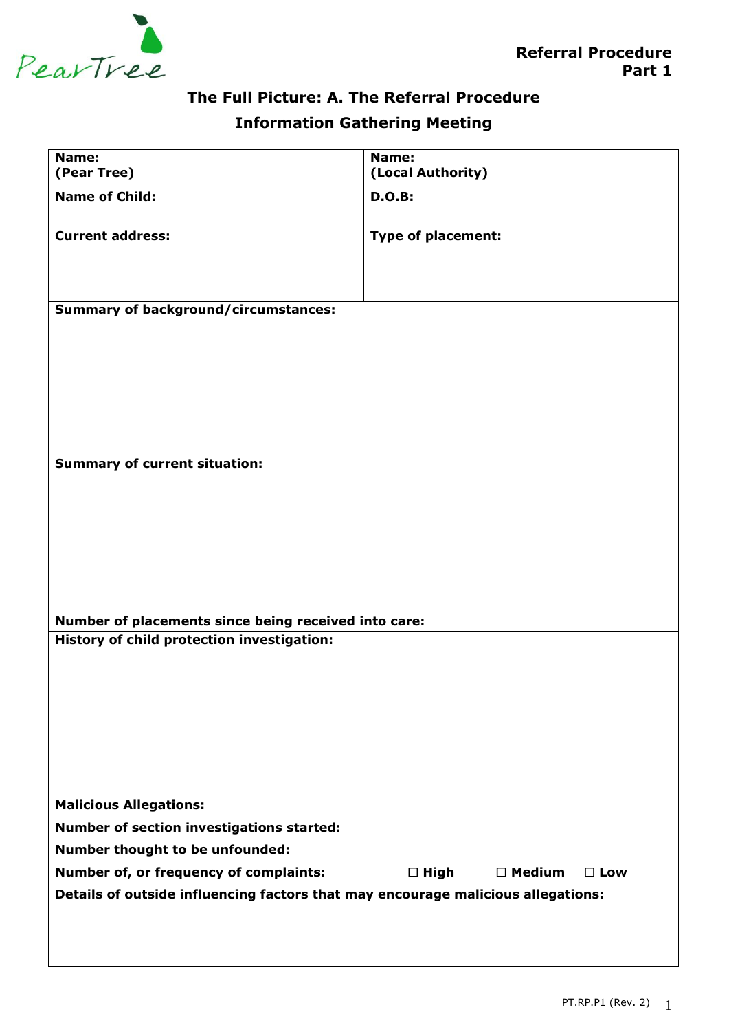**Referral Procedure**
**Part 1**

## The Full Picture: A. The Referral Procedure

### Information Gathering Meeting

| **Name:** **(Pear Tree)** | **Name:** **(Local Authority)** |
|---|---|
| **Name of Child:** | **D.O.B:** |
| **Current address:** | **Type of placement:** |
| **Summary of background/circumstances:** | |
| **Summary of current situation:** | |
| **Number of placements since being received into care:** | |
| **History of child protection investigation:** | |

**Malicious Allegations:**

**Number of section investigations started:**

**Number thought to be unfounded:**

**Number of, or frequency of complaints:** ☐ **High** ☐ **Medium** ☐ **Low**

**Details of outside influencing factors that may encourage malicious allegations:**

PT.RP.P1 (Rev. 2)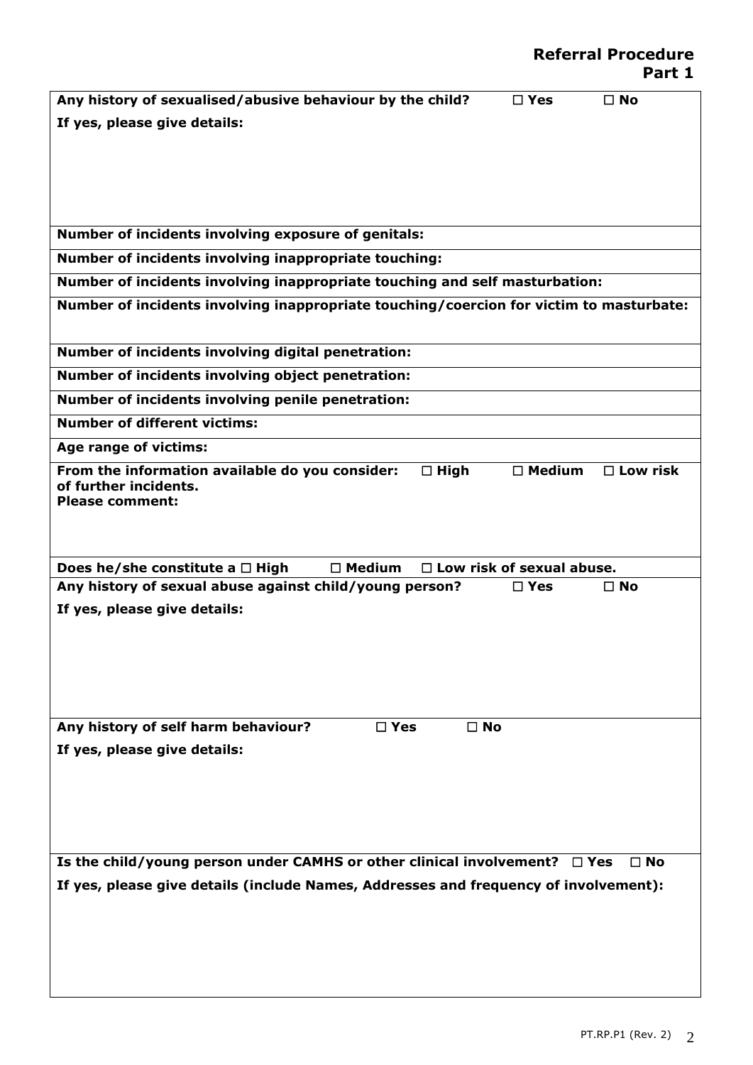## Referral Procedure
## Part 1

**Any history of sexualised/abusive behaviour by the child?** ☐ **Yes** ☐ **No**

**If yes, please give details:**

**Number of incidents involving exposure of genitals:**

**Number of incidents involving inappropriate touching:**

**Number of incidents involving inappropriate touching and self masturbation:**

**Number of incidents involving inappropriate touching/coercion for victim to masturbate:**

**Number of incidents involving digital penetration:**

**Number of incidents involving object penetration:**

**Number of incidents involving penile penetration:**

**Number of different victims:**

**Age range of victims:**

**From the information available do you consider:** ☐ **High** ☐ **Medium** ☐ **Low risk of further incidents.**
**Please comment:**

**Does he/she constitute a** ☐ **High** ☐ **Medium** ☐ **Low risk of sexual abuse.**

**Any history of sexual abuse against child/young person?** ☐ **Yes** ☐ **No**

**If yes, please give details:**

**Any history of self harm behaviour?** ☐ **Yes** ☐ **No**

**If yes, please give details:**

**Is the child/young person under CAMHS or other clinical involvement?** ☐ **Yes** ☐ **No**

**If yes, please give details (include Names, Addresses and frequency of involvement):**

PT.RP.P1 (Rev. 2)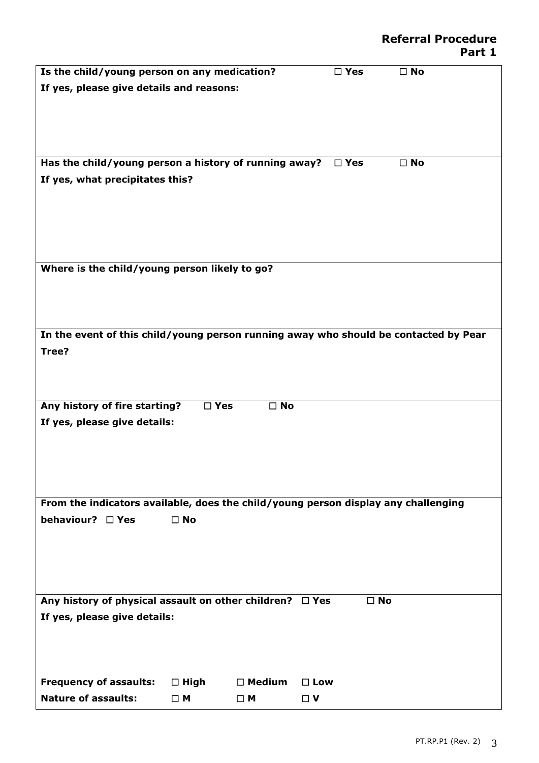## Referral Procedure
## Part 1

**Is the child/young person on any medication?** ☐ **Yes** ☐ **No**

**If yes, please give details and reasons:**

**Has the child/young person a history of running away?** ☐ **Yes** ☐ **No**

**If yes, what precipitates this?**

**Where is the child/young person likely to go?**

**In the event of this child/young person running away who should be contacted by Pear Tree?**

**Any history of fire starting?** ☐ **Yes** ☐ **No**

**If yes, please give details:**

**From the indicators available, does the child/young person display any challenging behaviour?** ☐ **Yes** ☐ **No**

**Any history of physical assault on other children?** ☐ **Yes** ☐ **No**

**If yes, please give details:**

**Frequency of assaults:** ☐ **High** ☐ **Medium** ☐ **Low**

**Nature of assaults:** ☐ **M** ☐ **M** ☐ **V**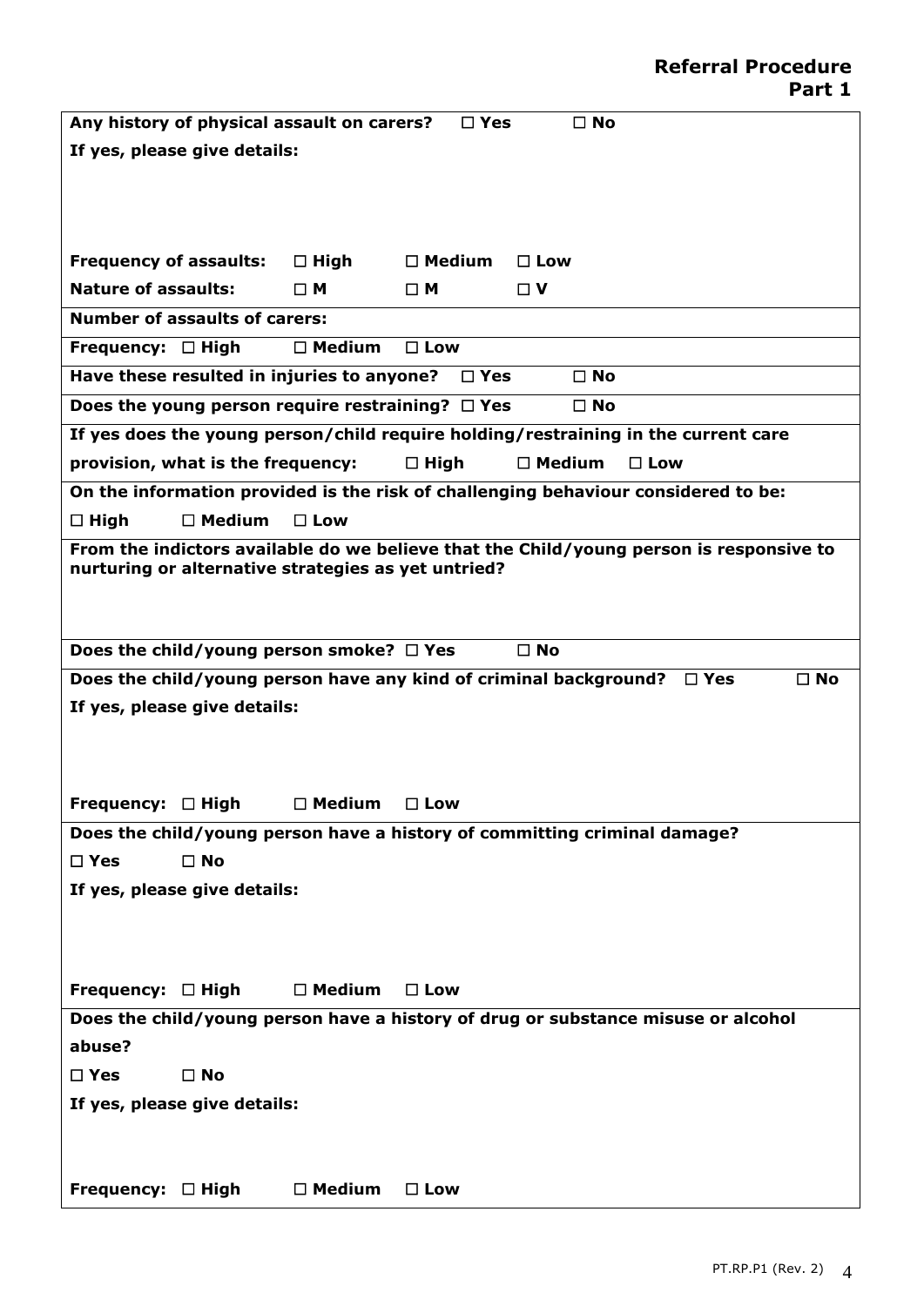## Referral Procedure
## Part 1

**Any history of physical assault on carers?** ☐ **Yes** ☐ **No**

**If yes, please give details:**

**Frequency of assaults:** ☐ **High** ☐ **Medium** ☐ **Low**

**Nature of assaults:** ☐ **M** ☐ **M** ☐ **V**

**Number of assaults of carers:**

**Frequency:** ☐ **High** ☐ **Medium** ☐ **Low**

**Have these resulted in injuries to anyone?** ☐ **Yes** ☐ **No**

**Does the young person require restraining?** ☐ **Yes** ☐ **No**

**If yes does the young person/child require holding/restraining in the current care provision, what is the frequency:** ☐ **High** ☐ **Medium** ☐ **Low**

**On the information provided is the risk of challenging behaviour considered to be:**

☐ **High** ☐ **Medium** ☐ **Low**

**From the indictors available do we believe that the Child/young person is responsive to nurturing or alternative strategies as yet untried?**

**Does the child/young person smoke?** ☐ **Yes** ☐ **No**

**Does the child/young person have any kind of criminal background?** ☐ **Yes** ☐ **No**

**If yes, please give details:**

**Frequency:** ☐ **High** ☐ **Medium** ☐ **Low**

**Does the child/young person have a history of committing criminal damage?**

☐ **Yes** ☐ **No**

**If yes, please give details:**

**Frequency:** ☐ **High** ☐ **Medium** ☐ **Low**

**Does the child/young person have a history of drug or substance misuse or alcohol abuse?**

☐ **Yes** ☐ **No**

**If yes, please give details:**

**Frequency:** ☐ **High** ☐ **Medium** ☐ **Low**

PT.RP.P1 (Rev. 2)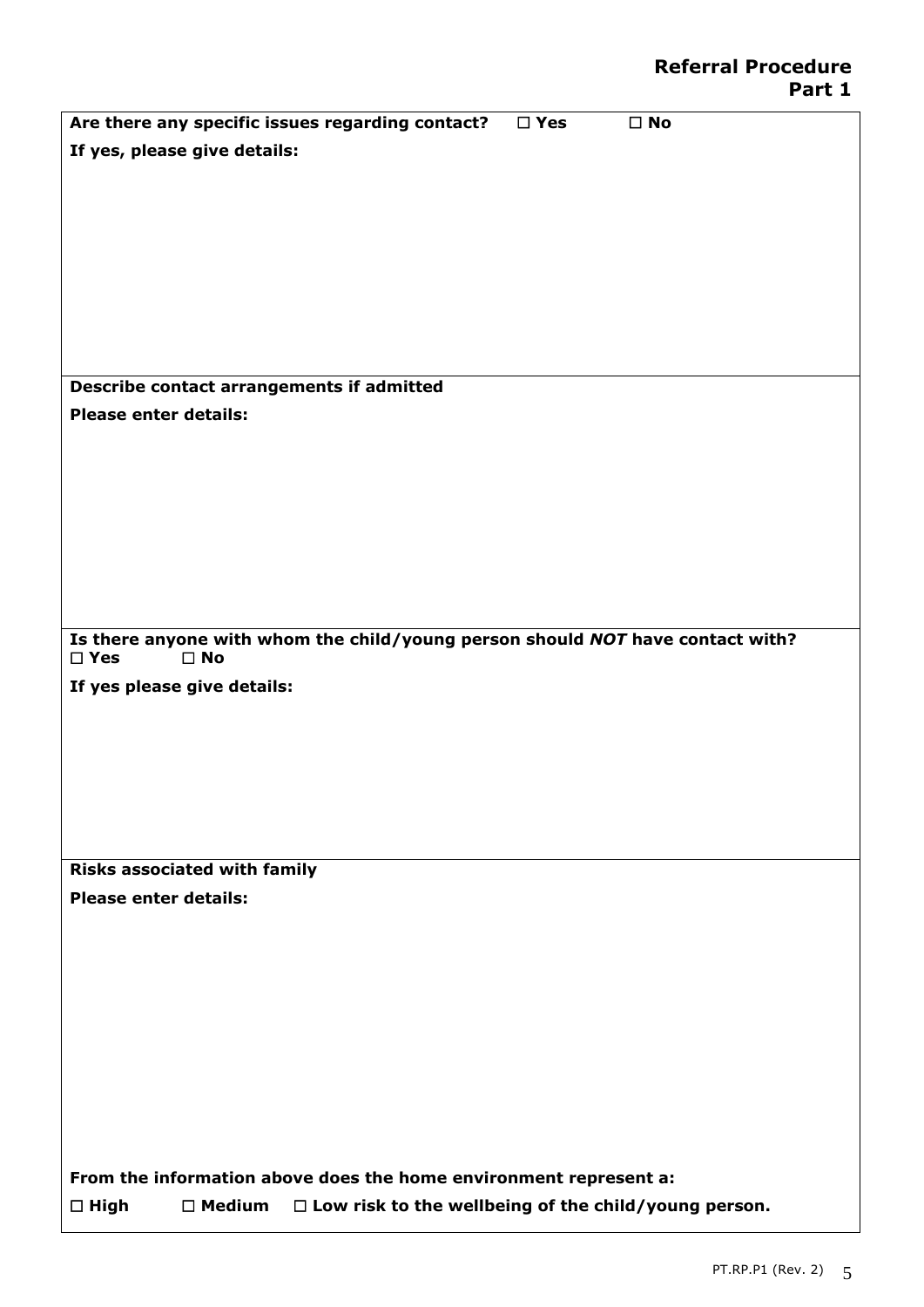## Referral Procedure Part 1

**Are there any specific issues regarding contact?** ☐ **Yes** ☐ **No**

**If yes, please give details:**

**Describe contact arrangements if admitted**

**Please enter details:**

**Is there anyone with whom the child/young person should *NOT* have contact with?**
☐ **Yes** ☐ **No**

**If yes please give details:**

**Risks associated with family**

**Please enter details:**

**From the information above does the home environment represent a:**

☐ **High** ☐ **Medium** ☐ **Low risk to the wellbeing of the child/young person.**

PT.RP.P1 (Rev. 2)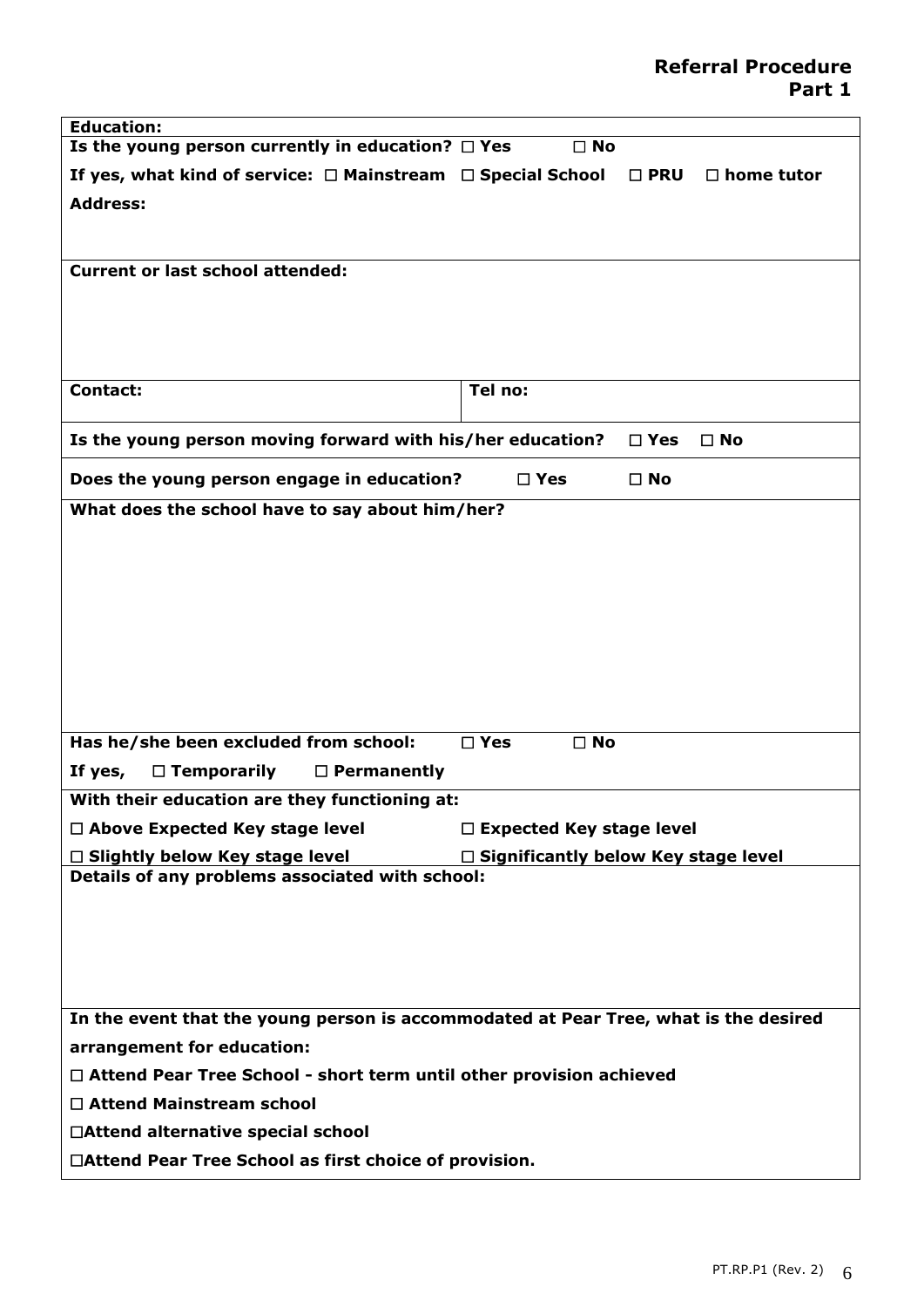# Referral Procedure
## Part 1

**Education:**

**Is the young person currently in education?** ☐ **Yes** ☐ **No**

**If yes, what kind of service:** ☐ **Mainstream** ☐ **Special School** ☐ **PRU** ☐ **home tutor**

**Address:**

**Current or last school attended:**

| **Contact:** | **Tel no:** |
|---|---|

**Is the young person moving forward with his/her education?** ☐ **Yes** ☐ **No**

**Does the young person engage in education?** ☐ **Yes** ☐ **No**

**What does the school have to say about him/her?**

**Has he/she been excluded from school:** ☐ **Yes** ☐ **No**

**If yes,** ☐ **Temporarily** ☐ **Permanently**

**With their education are they functioning at:**

☐ **Above Expected Key stage level** ☐ **Expected Key stage level**

☐ **Slightly below Key stage level** ☐ **Significantly below Key stage level**

**Details of any problems associated with school:**

**In the event that the young person is accommodated at Pear Tree, what is the desired arrangement for education:**

☐ **Attend Pear Tree School - short term until other provision achieved**

☐ **Attend Mainstream school**

☐**Attend alternative special school**

☐**Attend Pear Tree School as first choice of provision.**

PT.RP.P1 (Rev. 2)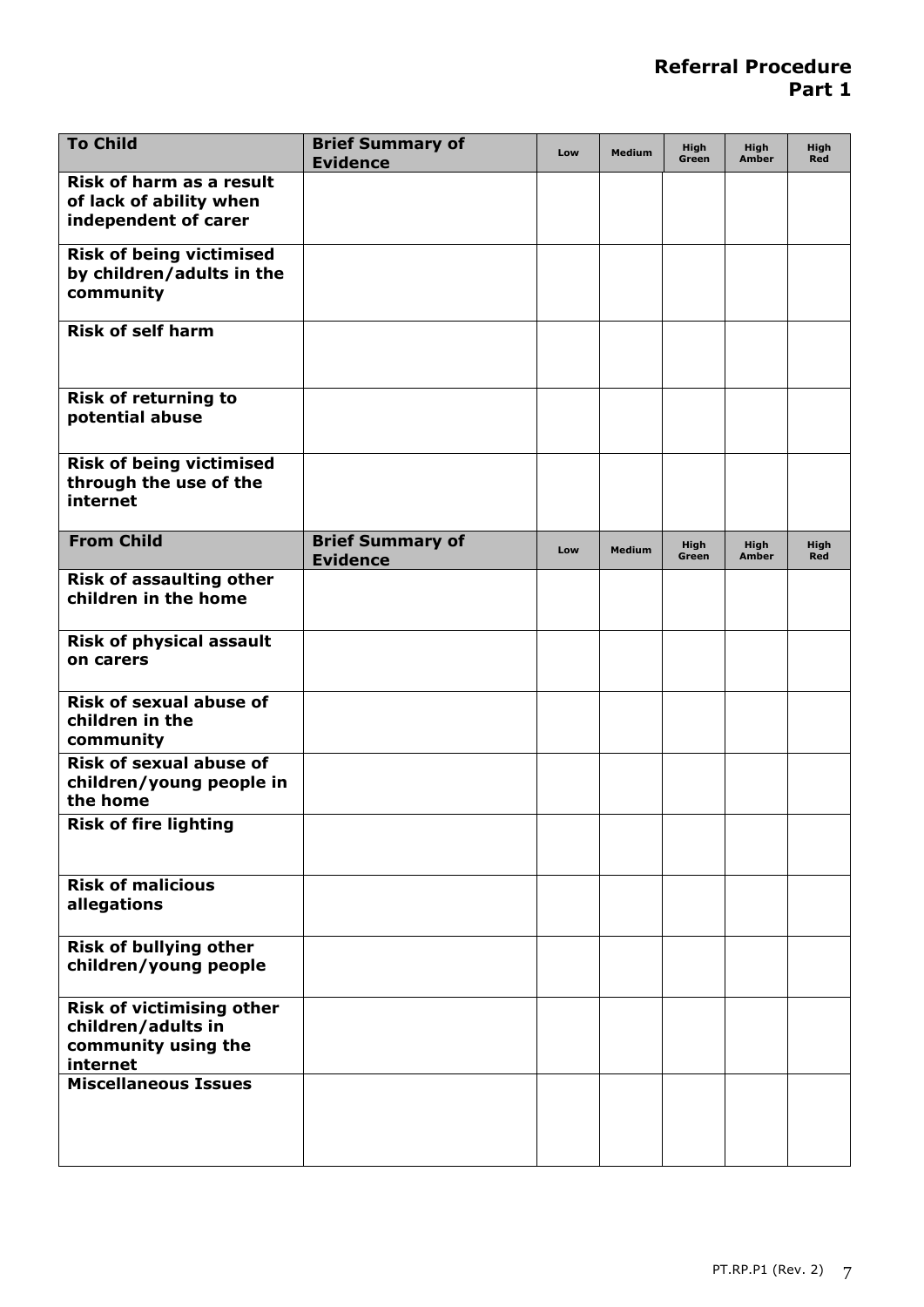## Referral Procedure
## Part 1

| To Child | Brief Summary of Evidence | Low | Medium | High Green | High Amber | High Red |
|---|---|---|---|---|---|---|
| **Risk of harm as a result of lack of ability when independent of carer** | | | | | | |
| **Risk of being victimised by children/adults in the community** | | | | | | |
| **Risk of self harm** | | | | | | |
| **Risk of returning to potential abuse** | | | | | | |
| **Risk of being victimised through the use of the internet** | | | | | | |
| **From Child** | **Brief Summary of Evidence** | **Low** | **Medium** | **High Green** | **High Amber** | **High Red** |
| **Risk of assaulting other children in the home** | | | | | | |
| **Risk of physical assault on carers** | | | | | | |
| **Risk of sexual abuse of children in the community** | | | | | | |
| **Risk of sexual abuse of children/young people in the home** | | | | | | |
| **Risk of fire lighting** | | | | | | |
| **Risk of malicious allegations** | | | | | | |
| **Risk of bullying other children/young people** | | | | | | |
| **Risk of victimising other children/adults in community using the internet** | | | | | | |
| **Miscellaneous Issues** | | | | | | |

PT.RP.P1 (Rev. 2)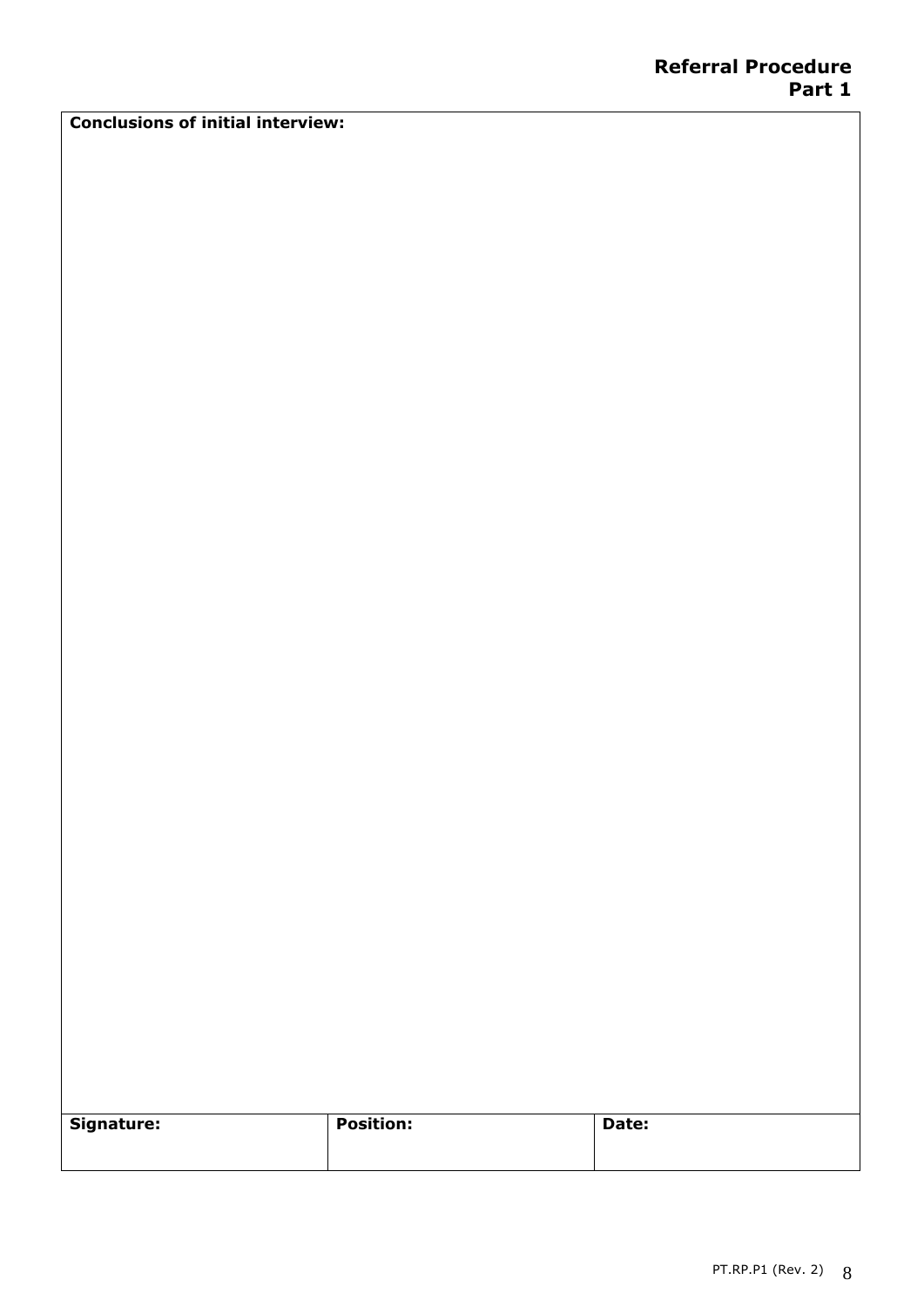**Referral Procedure**
**Part 1**

| **Conclusions of initial interview:** | | |
|---|---|---|
| | | |
| **Signature:** | **Position:** | **Date:** |

PT.RP.P1 (Rev. 2)